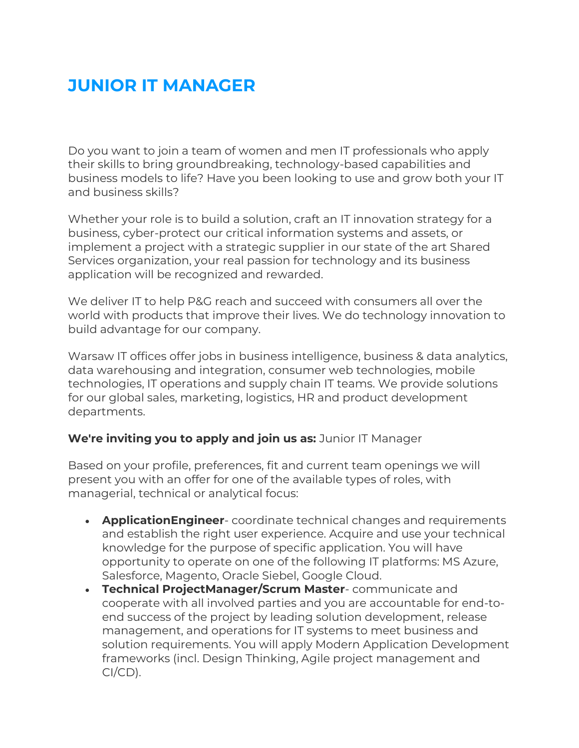# JUNIOR IT MANAGER

Do you want to join a team of women and men IT professionals who apply their skills to bring groundbreaking, technology-based capabilities and business models to life? Have you been looking to use and grow both your IT and business skills?

Whether your role is to build a solution, craft an IT innovation strategy for a business, cyber-protect our critical information systems and assets, or implement a project with a strategic supplier in our state of the art Shared Services organization, your real passion for technology and its business application will be recognized and rewarded.

We deliver IT to help P&G reach and succeed with consumers all over the world with products that improve their lives. We do technology innovation to build advantage for our company.

Warsaw IT offices offer jobs in business intelligence, business & data analytics, data warehousing and integration, consumer web technologies, mobile technologies, IT operations and supply chain IT teams. We provide solutions for our global sales, marketing, logistics, HR and product development departments.

**We're inviting you to apply and join us as:** Junior IT Manager

Based on your profile, preferences, fit and current team openings we will present you with an offer for one of the available types of roles, with managerial, technical or analytical focus:

- **ApplicationEngineer**- coordinate technical changes and requirements and establish the right user experience. Acquire and use your technical knowledge for the purpose of specific application. You will have opportunity to operate on one of the following IT platforms: MS Azure, Salesforce, Magento, Oracle Siebel, Google Cloud.
- **Technical ProjectManager/Scrum Master**- communicate and cooperate with all involved parties and you are accountable for end-to-end success of the project by leading solution development, release management, and operations for IT systems to meet business and solution requirements. You will apply Modern Application Development frameworks (incl. Design Thinking, Agile project management and CI/CD).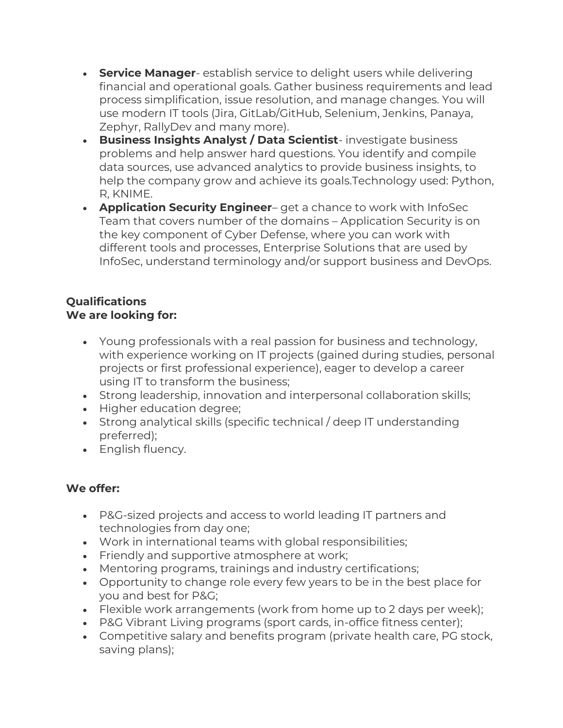- **Service Manager**- establish service to delight users while delivering financial and operational goals. Gather business requirements and lead process simplification, issue resolution, and manage changes. You will use modern IT tools (Jira, GitLab/GitHub, Selenium, Jenkins, Panaya, Zephyr, RallyDev and many more).
- **Business Insights Analyst / Data Scientist**- investigate business problems and help answer hard questions. You identify and compile data sources, use advanced analytics to provide business insights, to help the company grow and achieve its goals.Technology used: Python, R, KNIME.
- **Application Security Engineer**– get a chance to work with InfoSec Team that covers number of the domains – Application Security is on the key component of Cyber Defense, where you can work with different tools and processes, Enterprise Solutions that are used by InfoSec, understand terminology and/or support business and DevOps.

**Qualifications**
**We are looking for:**

- Young professionals with a real passion for business and technology, with experience working on IT projects (gained during studies, personal projects or first professional experience), eager to develop a career using IT to transform the business;
- Strong leadership, innovation and interpersonal collaboration skills;
- Higher education degree;
- Strong analytical skills (specific technical / deep IT understanding preferred);
- English fluency.

**We offer:**

- P&G-sized projects and access to world leading IT partners and technologies from day one;
- Work in international teams with global responsibilities;
- Friendly and supportive atmosphere at work;
- Mentoring programs, trainings and industry certifications;
- Opportunity to change role every few years to be in the best place for you and best for P&G;
- Flexible work arrangements (work from home up to 2 days per week);
- P&G Vibrant Living programs (sport cards, in-office fitness center);
- Competitive salary and benefits program (private health care, PG stock, saving plans);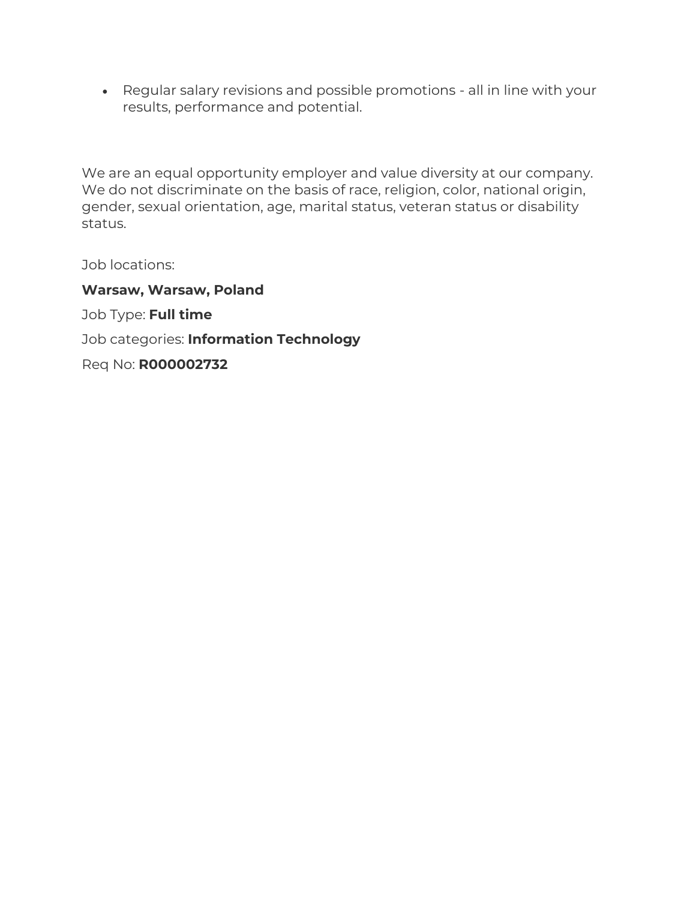- Regular salary revisions and possible promotions - all in line with your results, performance and potential.

We are an equal opportunity employer and value diversity at our company. We do not discriminate on the basis of race, religion, color, national origin, gender, sexual orientation, age, marital status, veteran status or disability status.

Job locations:

**Warsaw, Warsaw, Poland**

Job Type: **Full time**

Job categories: **Information Technology**

Req No: **R000002732**